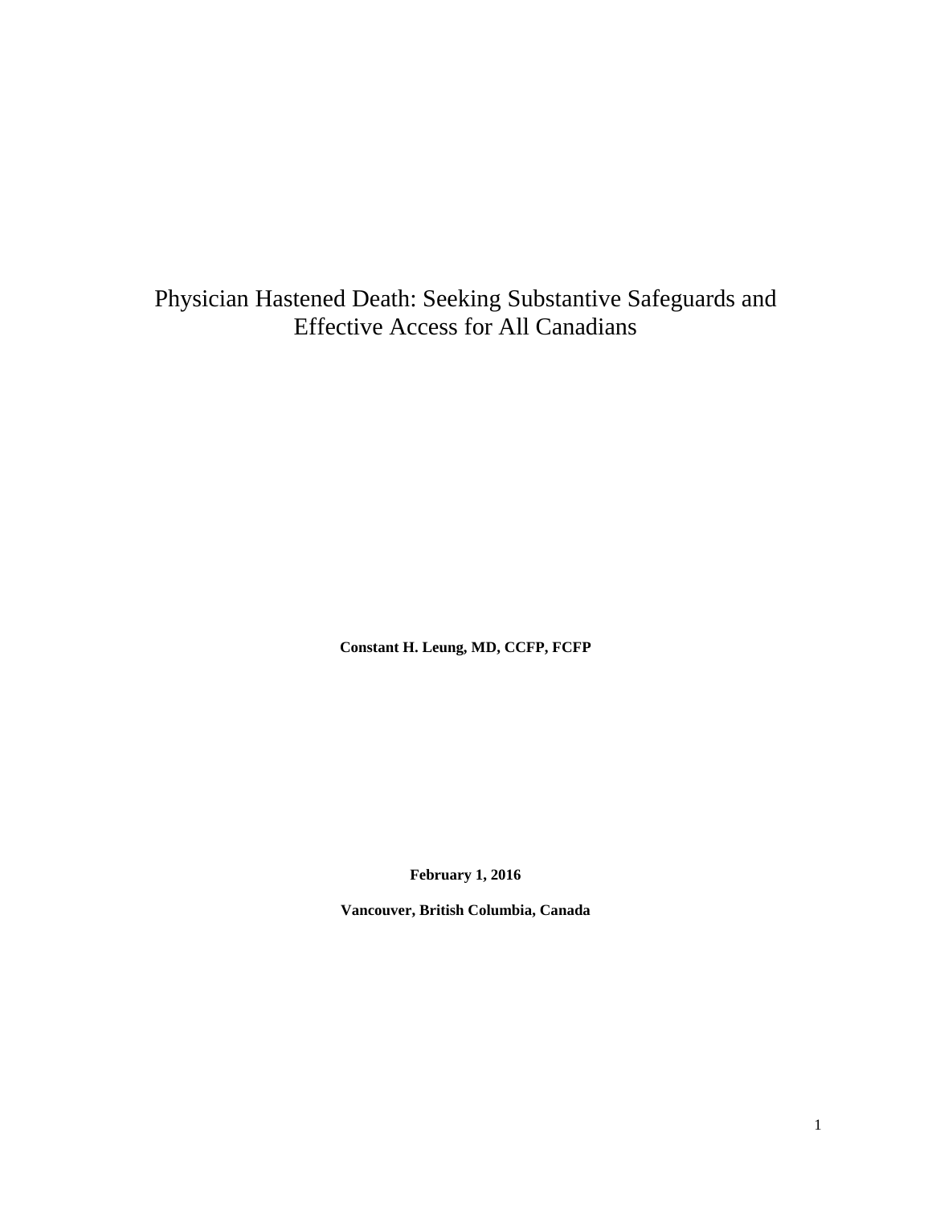# Physician Hastened Death: Seeking Substantive Safeguards and Effective Access for All Canadians

**Constant H. Leung, MD, CCFP, FCFP**

**February 1, 2016**

**Vancouver, British Columbia, Canada**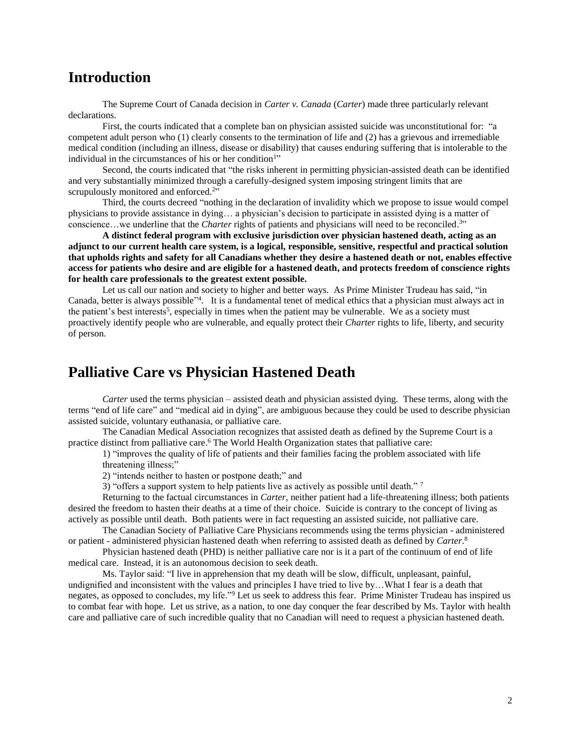## Introduction

The Supreme Court of Canada decision in *Carter v. Canada* (*Carter*) made three particularly relevant declarations.

First, the courts indicated that a complete ban on physician assisted suicide was unconstitutional for: "a competent adult person who (1) clearly consents to the termination of life and (2) has a grievous and irremediable medical condition (including an illness, disease or disability) that causes enduring suffering that is intolerable to the individual in the circumstances of his or her condition[1]"

Second, the courts indicated that "the risks inherent in permitting physician-assisted death can be identified and very substantially minimized through a carefully-designed system imposing stringent limits that are scrupulously monitored and enforced.[2]"

Third, the courts decreed "nothing in the declaration of invalidity which we propose to issue would compel physicians to provide assistance in dying… a physician's decision to participate in assisted dying is a matter of conscience…we underline that the *Charter* rights of patients and physicians will need to be reconciled.[3]"

**A distinct federal program with exclusive jurisdiction over physician hastened death, acting as an adjunct to our current health care system, is a logical, responsible, sensitive, respectful and practical solution that upholds rights and safety for all Canadians whether they desire a hastened death or not, enables effective access for patients who desire and are eligible for a hastened death, and protects freedom of conscience rights for health care professionals to the greatest extent possible.**

Let us call our nation and society to higher and better ways. As Prime Minister Trudeau has said, "in Canada, better is always possible"[4]. It is a fundamental tenet of medical ethics that a physician must always act in the patient's best interests[5], especially in times when the patient may be vulnerable. We as a society must proactively identify people who are vulnerable, and equally protect their *Charter* rights to life, liberty, and security of person.

## Palliative Care vs Physician Hastened Death

*Carter* used the terms physician – assisted death and physician assisted dying. These terms, along with the terms "end of life care" and "medical aid in dying", are ambiguous because they could be used to describe physician assisted suicide, voluntary euthanasia, or palliative care.

The Canadian Medical Association recognizes that assisted death as defined by the Supreme Court is a practice distinct from palliative care.[6] The World Health Organization states that palliative care:

1) "improves the quality of life of patients and their families facing the problem associated with life threatening illness;"

2) "intends neither to hasten or postpone death;" and

3) "offers a support system to help patients live as actively as possible until death." [7]

Returning to the factual circumstances in *Carter*, neither patient had a life-threatening illness; both patients desired the freedom to hasten their deaths at a time of their choice. Suicide is contrary to the concept of living as actively as possible until death. Both patients were in fact requesting an assisted suicide, not palliative care.

The Canadian Society of Palliative Care Physicians recommends using the terms physician - administered or patient - administered physician hastened death when referring to assisted death as defined by *Carter*.[8]

Physician hastened death (PHD) is neither palliative care nor is it a part of the continuum of end of life medical care. Instead, it is an autonomous decision to seek death.

Ms. Taylor said: "I live in apprehension that my death will be slow, difficult, unpleasant, painful, undignified and inconsistent with the values and principles I have tried to live by…What I fear is a death that negates, as opposed to concludes, my life."[9] Let us seek to address this fear. Prime Minister Trudeau has inspired us to combat fear with hope. Let us strive, as a nation, to one day conquer the fear described by Ms. Taylor with health care and palliative care of such incredible quality that no Canadian will need to request a physician hastened death.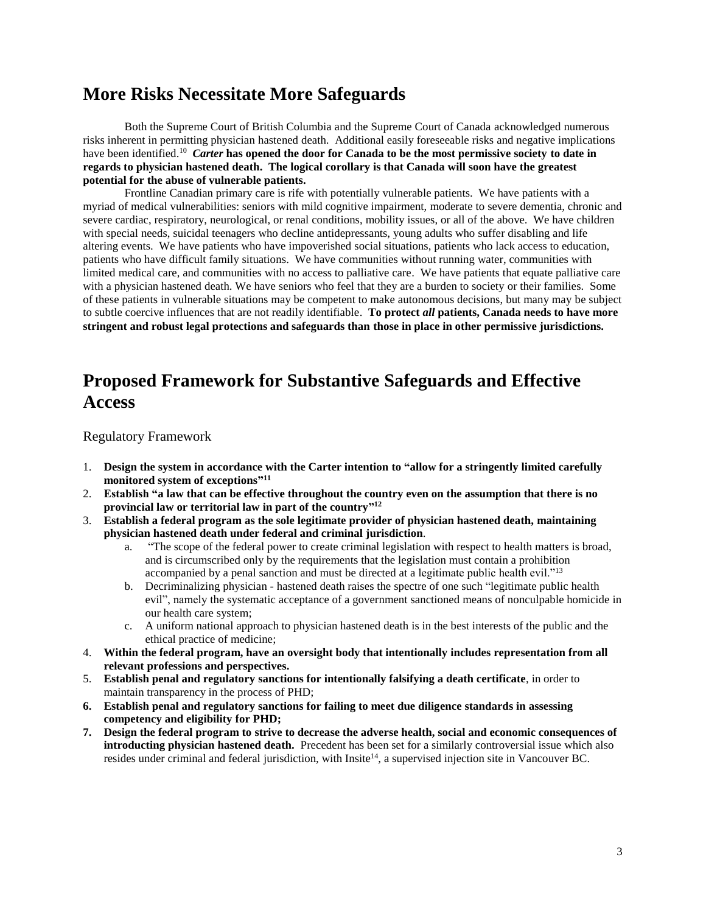## More Risks Necessitate More Safeguards

Both the Supreme Court of British Columbia and the Supreme Court of Canada acknowledged numerous risks inherent in permitting physician hastened death. Additional easily foreseeable risks and negative implications have been identified.[10] ***Carter*** **has opened the door for Canada to be the most permissive society to date in regards to physician hastened death. The logical corollary is that Canada will soon have the greatest potential for the abuse of vulnerable patients.**

Frontline Canadian primary care is rife with potentially vulnerable patients. We have patients with a myriad of medical vulnerabilities: seniors with mild cognitive impairment, moderate to severe dementia, chronic and severe cardiac, respiratory, neurological, or renal conditions, mobility issues, or all of the above. We have children with special needs, suicidal teenagers who decline antidepressants, young adults who suffer disabling and life altering events. We have patients who have impoverished social situations, patients who lack access to education, patients who have difficult family situations. We have communities without running water, communities with limited medical care, and communities with no access to palliative care. We have patients that equate palliative care with a physician hastened death. We have seniors who feel that they are a burden to society or their families. Some of these patients in vulnerable situations may be competent to make autonomous decisions, but many may be subject to subtle coercive influences that are not readily identifiable. **To protect *all* patients, Canada needs to have more stringent and robust legal protections and safeguards than those in place in other permissive jurisdictions.**

## Proposed Framework for Substantive Safeguards and Effective Access

### Regulatory Framework

1. **Design the system in accordance with the Carter intention to "allow for a stringently limited carefully monitored system of exceptions"[11]**
2. **Establish "a law that can be effective throughout the country even on the assumption that there is no provincial law or territorial law in part of the country"[12]**
3. **Establish a federal program as the sole legitimate provider of physician hastened death, maintaining physician hastened death under federal and criminal jurisdiction**.
   a. "The scope of the federal power to create criminal legislation with respect to health matters is broad, and is circumscribed only by the requirements that the legislation must contain a prohibition accompanied by a penal sanction and must be directed at a legitimate public health evil."[13]
   b. Decriminalizing physician - hastened death raises the spectre of one such "legitimate public health evil", namely the systematic acceptance of a government sanctioned means of nonculpable homicide in our health care system;
   c. A uniform national approach to physician hastened death is in the best interests of the public and the ethical practice of medicine;
4. **Within the federal program, have an oversight body that intentionally includes representation from all relevant professions and perspectives.**
5. **Establish penal and regulatory sanctions for intentionally falsifying a death certificate**, in order to maintain transparency in the process of PHD;
6. **Establish penal and regulatory sanctions for failing to meet due diligence standards in assessing competency and eligibility for PHD;**
7. **Design the federal program to strive to decrease the adverse health, social and economic consequences of introducting physician hastened death.** Precedent has been set for a similarly controversial issue which also resides under criminal and federal jurisdiction, with Insite[14], a supervised injection site in Vancouver BC.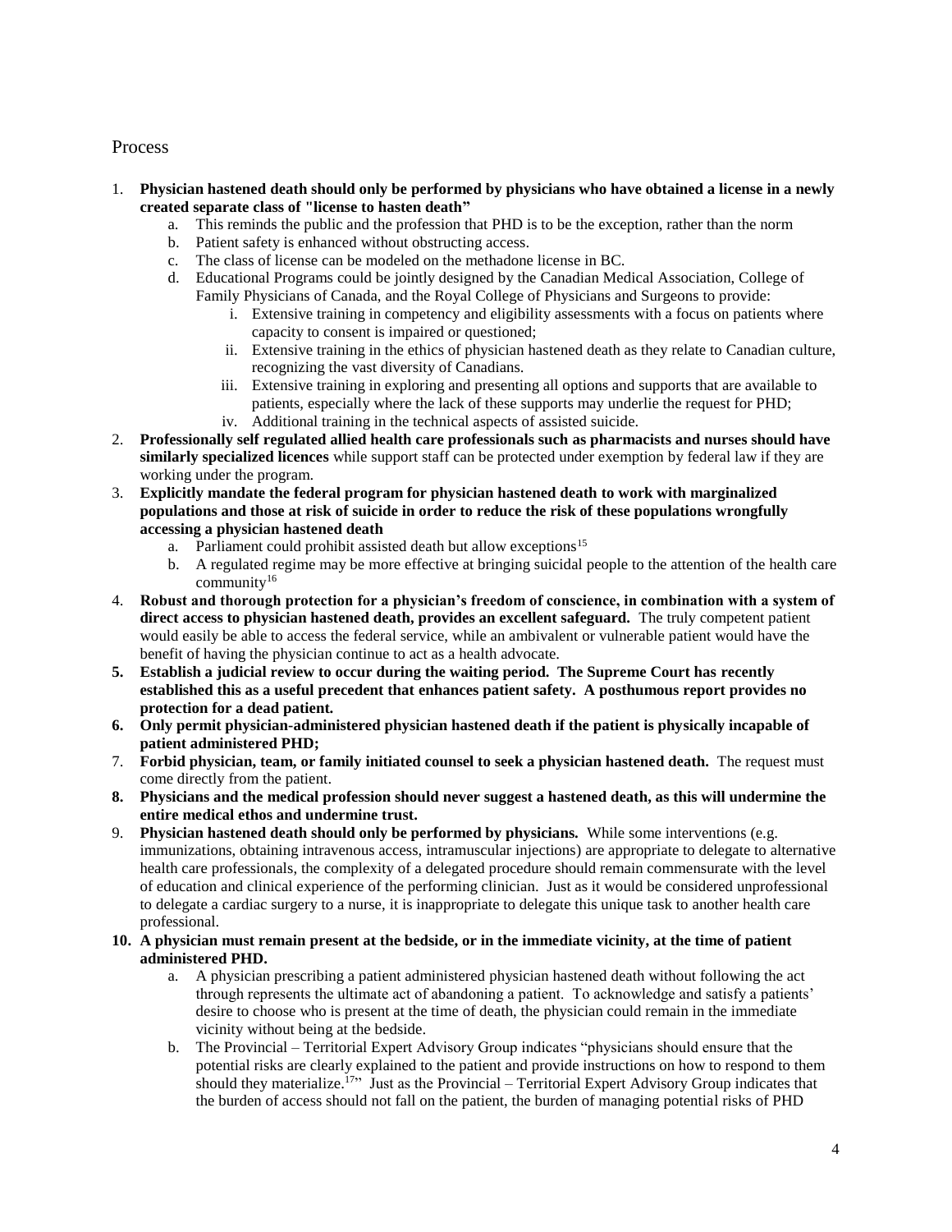## Process

1. **Physician hastened death should only be performed by physicians who have obtained a license in a newly created separate class of "license to hasten death"**
    a. This reminds the public and the profession that PHD is to be the exception, rather than the norm
    b. Patient safety is enhanced without obstructing access.
    c. The class of license can be modeled on the methadone license in BC.
    d. Educational Programs could be jointly designed by the Canadian Medical Association, College of Family Physicians of Canada, and the Royal College of Physicians and Surgeons to provide:
        i. Extensive training in competency and eligibility assessments with a focus on patients where capacity to consent is impaired or questioned;
        ii. Extensive training in the ethics of physician hastened death as they relate to Canadian culture, recognizing the vast diversity of Canadians.
        iii. Extensive training in exploring and presenting all options and supports that are available to patients, especially where the lack of these supports may underlie the request for PHD;
        iv. Additional training in the technical aspects of assisted suicide.
2. **Professionally self regulated allied health care professionals such as pharmacists and nurses should have similarly specialized licences** while support staff can be protected under exemption by federal law if they are working under the program.
3. **Explicitly mandate the federal program for physician hastened death to work with marginalized populations and those at risk of suicide in order to reduce the risk of these populations wrongfully accessing a physician hastened death**
    a. Parliament could prohibit assisted death but allow exceptions[15]
    b. A regulated regime may be more effective at bringing suicidal people to the attention of the health care community[16]
4. **Robust and thorough protection for a physician's freedom of conscience, in combination with a system of direct access to physician hastened death, provides an excellent safeguard.** The truly competent patient would easily be able to access the federal service, while an ambivalent or vulnerable patient would have the benefit of having the physician continue to act as a health advocate.
5. **Establish a judicial review to occur during the waiting period. The Supreme Court has recently established this as a useful precedent that enhances patient safety. A posthumous report provides no protection for a dead patient.**
6. **Only permit physician-administered physician hastened death if the patient is physically incapable of patient administered PHD;**
7. **Forbid physician, team, or family initiated counsel to seek a physician hastened death.** The request must come directly from the patient.
8. **Physicians and the medical profession should never suggest a hastened death, as this will undermine the entire medical ethos and undermine trust.**
9. **Physician hastened death should only be performed by physicians.** While some interventions (e.g. immunizations, obtaining intravenous access, intramuscular injections) are appropriate to delegate to alternative health care professionals, the complexity of a delegated procedure should remain commensurate with the level of education and clinical experience of the performing clinician. Just as it would be considered unprofessional to delegate a cardiac surgery to a nurse, it is inappropriate to delegate this unique task to another health care professional.
10. **A physician must remain present at the bedside, or in the immediate vicinity, at the time of patient administered PHD.**
    a. A physician prescribing a patient administered physician hastened death without following the act through represents the ultimate act of abandoning a patient. To acknowledge and satisfy a patients' desire to choose who is present at the time of death, the physician could remain in the immediate vicinity without being at the bedside.
    b. The Provincial – Territorial Expert Advisory Group indicates "physicians should ensure that the potential risks are clearly explained to the patient and provide instructions on how to respond to them should they materialize.[17]" Just as the Provincial – Territorial Expert Advisory Group indicates that the burden of access should not fall on the patient, the burden of managing potential risks of PHD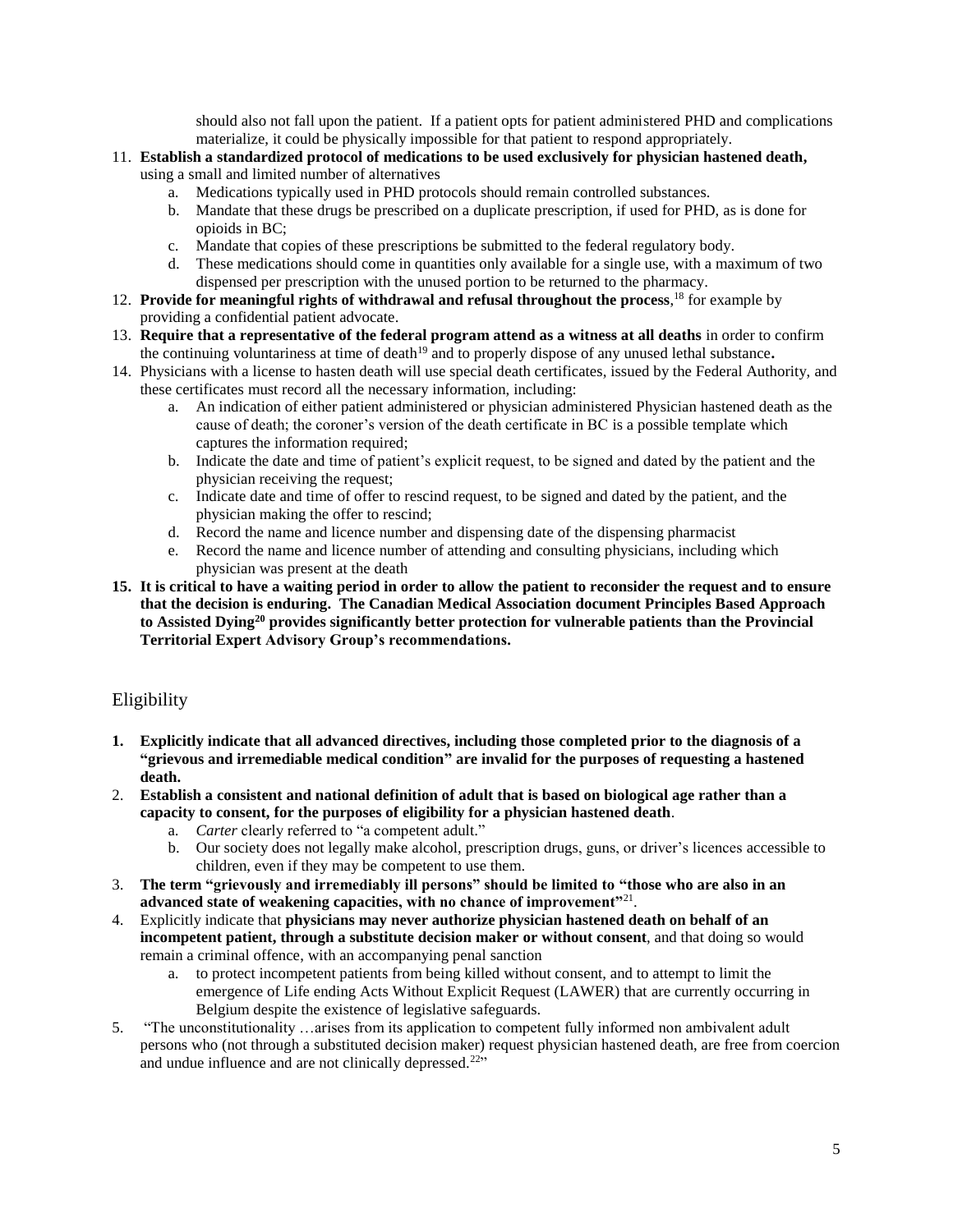should also not fall upon the patient. If a patient opts for patient administered PHD and complications materialize, it could be physically impossible for that patient to respond appropriately.

11. **Establish a standardized protocol of medications to be used exclusively for physician hastened death,** using a small and limited number of alternatives
    a. Medications typically used in PHD protocols should remain controlled substances.
    b. Mandate that these drugs be prescribed on a duplicate prescription, if used for PHD, as is done for opioids in BC;
    c. Mandate that copies of these prescriptions be submitted to the federal regulatory body.
    d. These medications should come in quantities only available for a single use, with a maximum of two dispensed per prescription with the unused portion to be returned to the pharmacy.
12. **Provide for meaningful rights of withdrawal and refusal throughout the process**,[18] for example by providing a confidential patient advocate.
13. **Require that a representative of the federal program attend as a witness at all deaths** in order to confirm the continuing voluntariness at time of death[19] and to properly dispose of any unused lethal substance**.**
14. Physicians with a license to hasten death will use special death certificates, issued by the Federal Authority, and these certificates must record all the necessary information, including:
    a. An indication of either patient administered or physician administered Physician hastened death as the cause of death; the coroner's version of the death certificate in BC is a possible template which captures the information required;
    b. Indicate the date and time of patient's explicit request, to be signed and dated by the patient and the physician receiving the request;
    c. Indicate date and time of offer to rescind request, to be signed and dated by the patient, and the physician making the offer to rescind;
    d. Record the name and licence number and dispensing date of the dispensing pharmacist
    e. Record the name and licence number of attending and consulting physicians, including which physician was present at the death
15. **It is critical to have a waiting period in order to allow the patient to reconsider the request and to ensure that the decision is enduring. The Canadian Medical Association document Principles Based Approach to Assisted Dying[20] provides significantly better protection for vulnerable patients than the Provincial Territorial Expert Advisory Group's recommendations.**

## Eligibility

1. **Explicitly indicate that all advanced directives, including those completed prior to the diagnosis of a "grievous and irremediable medical condition" are invalid for the purposes of requesting a hastened death.**
2. **Establish a consistent and national definition of adult that is based on biological age rather than a capacity to consent, for the purposes of eligibility for a physician hastened death**.
    a. *Carter* clearly referred to "a competent adult."
    b. Our society does not legally make alcohol, prescription drugs, guns, or driver's licences accessible to children, even if they may be competent to use them.
3. **The term "grievously and irremediably ill persons" should be limited to "those who are also in an advanced state of weakening capacities, with no chance of improvement"**[21].
4. Explicitly indicate that **physicians may never authorize physician hastened death on behalf of an incompetent patient, through a substitute decision maker or without consent**, and that doing so would remain a criminal offence, with an accompanying penal sanction
    a. to protect incompetent patients from being killed without consent, and to attempt to limit the emergence of Life ending Acts Without Explicit Request (LAWER) that are currently occurring in Belgium despite the existence of legislative safeguards.
5. "The unconstitutionality …arises from its application to competent fully informed non ambivalent adult persons who (not through a substituted decision maker) request physician hastened death, are free from coercion and undue influence and are not clinically depressed.[22]"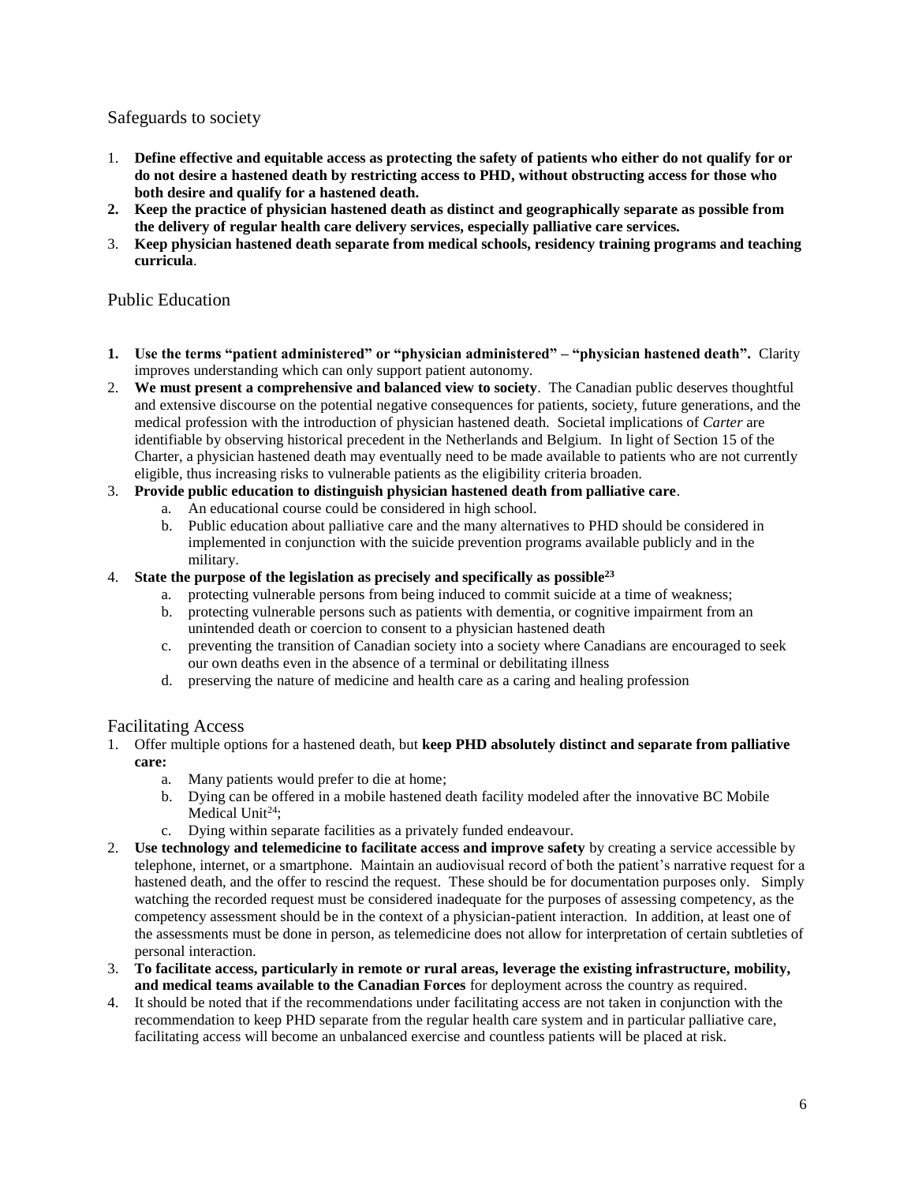## Safeguards to society

1. **Define effective and equitable access as protecting the safety of patients who either do not qualify for or do not desire a hastened death by restricting access to PHD, without obstructing access for those who both desire and qualify for a hastened death.**
2. **Keep the practice of physician hastened death as distinct and geographically separate as possible from the delivery of regular health care delivery services, especially palliative care services.**
3. **Keep physician hastened death separate from medical schools, residency training programs and teaching curricula**.

## Public Education

1. **Use the terms "patient administered" or "physician administered" – "physician hastened death".** Clarity improves understanding which can only support patient autonomy.
2. **We must present a comprehensive and balanced view to society**. The Canadian public deserves thoughtful and extensive discourse on the potential negative consequences for patients, society, future generations, and the medical profession with the introduction of physician hastened death. Societal implications of *Carter* are identifiable by observing historical precedent in the Netherlands and Belgium. In light of Section 15 of the Charter, a physician hastened death may eventually need to be made available to patients who are not currently eligible, thus increasing risks to vulnerable patients as the eligibility criteria broaden.
3. **Provide public education to distinguish physician hastened death from palliative care**.
    a. An educational course could be considered in high school.
    b. Public education about palliative care and the many alternatives to PHD should be considered in implemented in conjunction with the suicide prevention programs available publicly and in the military.
4. **State the purpose of the legislation as precisely and specifically as possible[23]**
    a. protecting vulnerable persons from being induced to commit suicide at a time of weakness;
    b. protecting vulnerable persons such as patients with dementia, or cognitive impairment from an unintended death or coercion to consent to a physician hastened death
    c. preventing the transition of Canadian society into a society where Canadians are encouraged to seek our own deaths even in the absence of a terminal or debilitating illness
    d. preserving the nature of medicine and health care as a caring and healing profession

## Facilitating Access

1. Offer multiple options for a hastened death, but **keep PHD absolutely distinct and separate from palliative care:**
    a. Many patients would prefer to die at home;
    b. Dying can be offered in a mobile hastened death facility modeled after the innovative BC Mobile Medical Unit[24];
    c. Dying within separate facilities as a privately funded endeavour.
2. **Use technology and telemedicine to facilitate access and improve safety** by creating a service accessible by telephone, internet, or a smartphone. Maintain an audiovisual record of both the patient's narrative request for a hastened death, and the offer to rescind the request. These should be for documentation purposes only. Simply watching the recorded request must be considered inadequate for the purposes of assessing competency, as the competency assessment should be in the context of a physician-patient interaction. In addition, at least one of the assessments must be done in person, as telemedicine does not allow for interpretation of certain subtleties of personal interaction.
3. **To facilitate access, particularly in remote or rural areas, leverage the existing infrastructure, mobility, and medical teams available to the Canadian Forces** for deployment across the country as required.
4. It should be noted that if the recommendations under facilitating access are not taken in conjunction with the recommendation to keep PHD separate from the regular health care system and in particular palliative care, facilitating access will become an unbalanced exercise and countless patients will be placed at risk.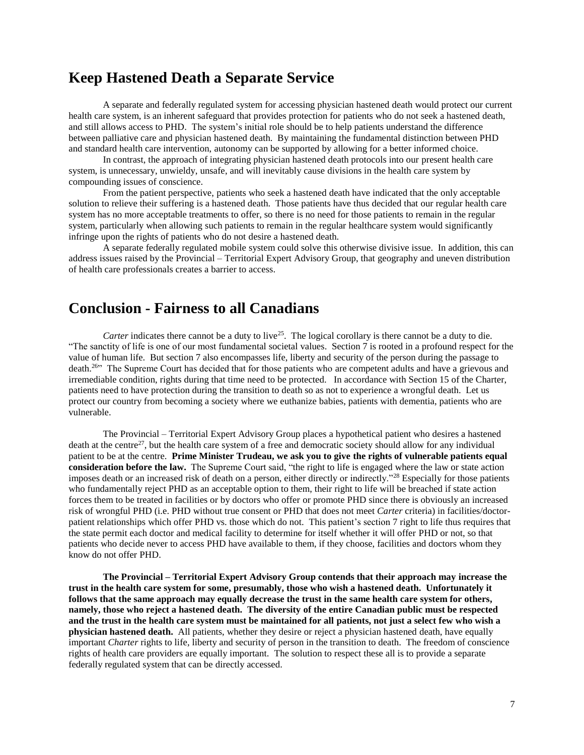## Keep Hastened Death a Separate Service

A separate and federally regulated system for accessing physician hastened death would protect our current health care system, is an inherent safeguard that provides protection for patients who do not seek a hastened death, and still allows access to PHD. The system's initial role should be to help patients understand the difference between palliative care and physician hastened death. By maintaining the fundamental distinction between PHD and standard health care intervention, autonomy can be supported by allowing for a better informed choice.

In contrast, the approach of integrating physician hastened death protocols into our present health care system, is unnecessary, unwieldy, unsafe, and will inevitably cause divisions in the health care system by compounding issues of conscience.

From the patient perspective, patients who seek a hastened death have indicated that the only acceptable solution to relieve their suffering is a hastened death. Those patients have thus decided that our regular health care system has no more acceptable treatments to offer, so there is no need for those patients to remain in the regular system, particularly when allowing such patients to remain in the regular healthcare system would significantly infringe upon the rights of patients who do not desire a hastened death.

A separate federally regulated mobile system could solve this otherwise divisive issue. In addition, this can address issues raised by the Provincial – Territorial Expert Advisory Group, that geography and uneven distribution of health care professionals creates a barrier to access.

## Conclusion - Fairness to all Canadians

*Carter* indicates there cannot be a duty to live[25]. The logical corollary is there cannot be a duty to die. "The sanctity of life is one of our most fundamental societal values. Section 7 is rooted in a profound respect for the value of human life. But section 7 also encompasses life, liberty and security of the person during the passage to death.[26]" The Supreme Court has decided that for those patients who are competent adults and have a grievous and irremediable condition, rights during that time need to be protected. In accordance with Section 15 of the Charter, patients need to have protection during the transition to death so as not to experience a wrongful death. Let us protect our country from becoming a society where we euthanize babies, patients with dementia, patients who are vulnerable.

The Provincial – Territorial Expert Advisory Group places a hypothetical patient who desires a hastened death at the centre[27], but the health care system of a free and democratic society should allow for any individual patient to be at the centre. **Prime Minister Trudeau, we ask you to give the rights of vulnerable patients equal consideration before the law.** The Supreme Court said, "the right to life is engaged where the law or state action imposes death or an increased risk of death on a person, either directly or indirectly."[28] Especially for those patients who fundamentally reject PHD as an acceptable option to them, their right to life will be breached if state action forces them to be treated in facilities or by doctors who offer or promote PHD since there is obviously an increased risk of wrongful PHD (i.e. PHD without true consent or PHD that does not meet *Carter* criteria) in facilities/doctor-patient relationships which offer PHD vs. those which do not. This patient's section 7 right to life thus requires that the state permit each doctor and medical facility to determine for itself whether it will offer PHD or not, so that patients who decide never to access PHD have available to them, if they choose, facilities and doctors whom they know do not offer PHD.

**The Provincial – Territorial Expert Advisory Group contends that their approach may increase the trust in the health care system for some, presumably, those who wish a hastened death. Unfortunately it follows that the same approach may equally decrease the trust in the same health care system for others, namely, those who reject a hastened death. The diversity of the entire Canadian public must be respected and the trust in the health care system must be maintained for all patients, not just a select few who wish a physician hastened death.** All patients, whether they desire or reject a physician hastened death, have equally important *Charter* rights to life, liberty and security of person in the transition to death. The freedom of conscience rights of health care providers are equally important. The solution to respect these all is to provide a separate federally regulated system that can be directly accessed.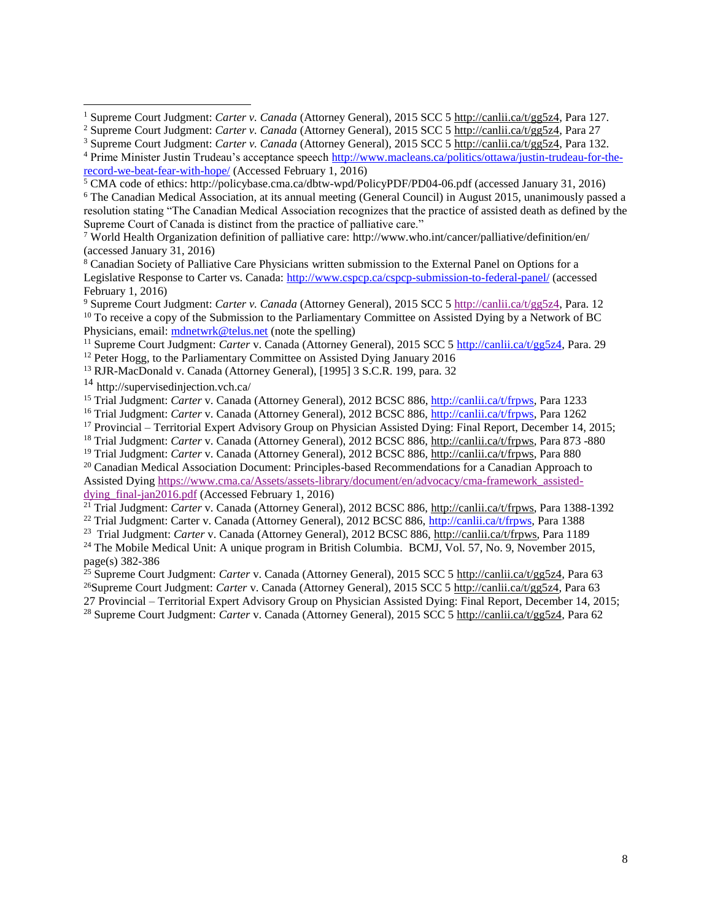[1] Supreme Court Judgment: *Carter v. Canada* (Attorney General), 2015 SCC 5 http://canlii.ca/t/gg5z4, Para 127.

[2] Supreme Court Judgment: *Carter v. Canada* (Attorney General), 2015 SCC 5 http://canlii.ca/t/gg5z4, Para 27

[3] Supreme Court Judgment: *Carter v. Canada* (Attorney General), 2015 SCC 5 http://canlii.ca/t/gg5z4, Para 132.

[4] Prime Minister Justin Trudeau's acceptance speech http://www.macleans.ca/politics/ottawa/justin-trudeau-for-the-record-we-beat-fear-with-hope/ (Accessed February 1, 2016)

[5] CMA code of ethics: http://policybase.cma.ca/dbtw-wpd/PolicyPDF/PD04-06.pdf (accessed January 31, 2016)

[6] The Canadian Medical Association, at its annual meeting (General Council) in August 2015, unanimously passed a resolution stating "The Canadian Medical Association recognizes that the practice of assisted death as defined by the Supreme Court of Canada is distinct from the practice of palliative care."

[7] World Health Organization definition of palliative care: http://www.who.int/cancer/palliative/definition/en/ (accessed January 31, 2016)

[8] Canadian Society of Palliative Care Physicians written submission to the External Panel on Options for a Legislative Response to Carter vs. Canada: http://www.cspcp.ca/cspcp-submission-to-federal-panel/ (accessed February 1, 2016)

[9] Supreme Court Judgment: *Carter v. Canada* (Attorney General), 2015 SCC 5 http://canlii.ca/t/gg5z4, Para. 12

[10] To receive a copy of the Submission to the Parliamentary Committee on Assisted Dying by a Network of BC Physicians, email: mdnetwrk@telus.net (note the spelling)

[11] Supreme Court Judgment: *Carter* v. Canada (Attorney General), 2015 SCC 5 http://canlii.ca/t/gg5z4, Para. 29

[12] Peter Hogg, to the Parliamentary Committee on Assisted Dying January 2016

[13] RJR-MacDonald v. Canada (Attorney General), [1995] 3 S.C.R. 199, para. 32

[14] http://supervisedinjection.vch.ca/

[15] Trial Judgment: *Carter* v. Canada (Attorney General), 2012 BCSC 886, http://canlii.ca/t/frpws, Para 1233

[16] Trial Judgment: *Carter* v. Canada (Attorney General), 2012 BCSC 886, http://canlii.ca/t/frpws, Para 1262

[17] Provincial – Territorial Expert Advisory Group on Physician Assisted Dying: Final Report, December 14, 2015;

[18] Trial Judgment: *Carter* v. Canada (Attorney General), 2012 BCSC 886, http://canlii.ca/t/frpws, Para 873 -880

[19] Trial Judgment: *Carter* v. Canada (Attorney General), 2012 BCSC 886, http://canlii.ca/t/frpws, Para 880

[20] Canadian Medical Association Document: Principles-based Recommendations for a Canadian Approach to Assisted Dying https://www.cma.ca/Assets/assets-library/document/en/advocacy/cma-framework_assisted-dying_final-jan2016.pdf (Accessed February 1, 2016)

[21] Trial Judgment: *Carter* v. Canada (Attorney General), 2012 BCSC 886, http://canlii.ca/t/frpws, Para 1388-1392

[22] Trial Judgment: Carter v. Canada (Attorney General), 2012 BCSC 886, http://canlii.ca/t/frpws, Para 1388

[23] Trial Judgment: *Carter* v. Canada (Attorney General), 2012 BCSC 886, http://canlii.ca/t/frpws, Para 1189

[24] The Mobile Medical Unit: A unique program in British Columbia. BCMJ, Vol. 57, No. 9, November 2015, page(s) 382-386

[25] Supreme Court Judgment: *Carter* v. Canada (Attorney General), 2015 SCC 5 http://canlii.ca/t/gg5z4, Para 63

[26] Supreme Court Judgment: *Carter* v. Canada (Attorney General), 2015 SCC 5 http://canlii.ca/t/gg5z4, Para 63

27 Provincial – Territorial Expert Advisory Group on Physician Assisted Dying: Final Report, December 14, 2015;

[28] Supreme Court Judgment: *Carter* v. Canada (Attorney General), 2015 SCC 5 http://canlii.ca/t/gg5z4, Para 62